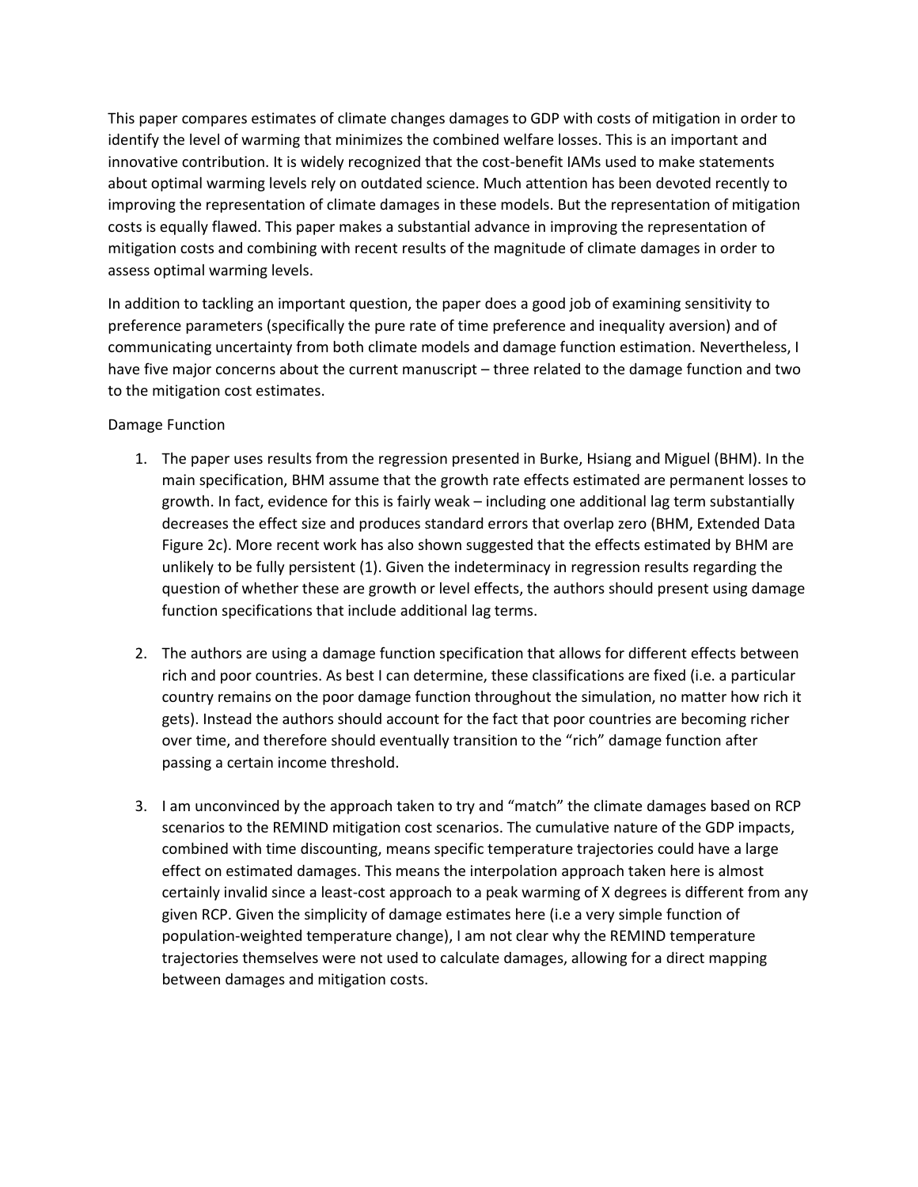This paper compares estimates of climate changes damages to GDP with costs of mitigation in order to identify the level of warming that minimizes the combined welfare losses. This is an important and innovative contribution. It is widely recognized that the cost-benefit IAMs used to make statements about optimal warming levels rely on outdated science. Much attention has been devoted recently to improving the representation of climate damages in these models. But the representation of mitigation costs is equally flawed. This paper makes a substantial advance in improving the representation of mitigation costs and combining with recent results of the magnitude of climate damages in order to assess optimal warming levels.

In addition to tackling an important question, the paper does a good job of examining sensitivity to preference parameters (specifically the pure rate of time preference and inequality aversion) and of communicating uncertainty from both climate models and damage function estimation. Nevertheless, I have five major concerns about the current manuscript – three related to the damage function and two to the mitigation cost estimates.

Damage Function

1. The paper uses results from the regression presented in Burke, Hsiang and Miguel (BHM). In the main specification, BHM assume that the growth rate effects estimated are permanent losses to growth. In fact, evidence for this is fairly weak – including one additional lag term substantially decreases the effect size and produces standard errors that overlap zero (BHM, Extended Data Figure 2c). More recent work has also shown suggested that the effects estimated by BHM are unlikely to be fully persistent (1). Given the indeterminacy in regression results regarding the question of whether these are growth or level effects, the authors should present using damage function specifications that include additional lag terms.

2. The authors are using a damage function specification that allows for different effects between rich and poor countries. As best I can determine, these classifications are fixed (i.e. a particular country remains on the poor damage function throughout the simulation, no matter how rich it gets). Instead the authors should account for the fact that poor countries are becoming richer over time, and therefore should eventually transition to the "rich" damage function after passing a certain income threshold.

3. I am unconvinced by the approach taken to try and "match" the climate damages based on RCP scenarios to the REMIND mitigation cost scenarios. The cumulative nature of the GDP impacts, combined with time discounting, means specific temperature trajectories could have a large effect on estimated damages. This means the interpolation approach taken here is almost certainly invalid since a least-cost approach to a peak warming of X degrees is different from any given RCP. Given the simplicity of damage estimates here (i.e a very simple function of population-weighted temperature change), I am not clear why the REMIND temperature trajectories themselves were not used to calculate damages, allowing for a direct mapping between damages and mitigation costs.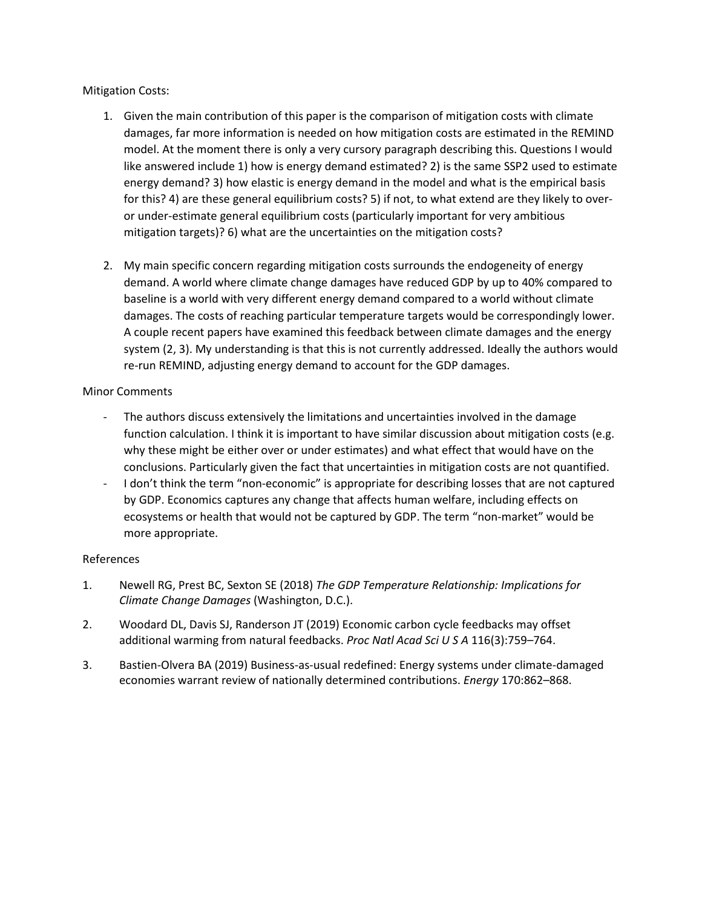Mitigation Costs:

1. Given the main contribution of this paper is the comparison of mitigation costs with climate damages, far more information is needed on how mitigation costs are estimated in the REMIND model. At the moment there is only a very cursory paragraph describing this. Questions I would like answered include 1) how is energy demand estimated? 2) is the same SSP2 used to estimate energy demand? 3) how elastic is energy demand in the model and what is the empirical basis for this? 4) are these general equilibrium costs? 5) if not, to what extend are they likely to over- or under-estimate general equilibrium costs (particularly important for very ambitious mitigation targets)? 6) what are the uncertainties on the mitigation costs?

2. My main specific concern regarding mitigation costs surrounds the endogeneity of energy demand. A world where climate change damages have reduced GDP by up to 40% compared to baseline is a world with very different energy demand compared to a world without climate damages. The costs of reaching particular temperature targets would be correspondingly lower. A couple recent papers have examined this feedback between climate damages and the energy system (2, 3). My understanding is that this is not currently addressed. Ideally the authors would re-run REMIND, adjusting energy demand to account for the GDP damages.

Minor Comments

- The authors discuss extensively the limitations and uncertainties involved in the damage function calculation. I think it is important to have similar discussion about mitigation costs (e.g. why these might be either over or under estimates) and what effect that would have on the conclusions. Particularly given the fact that uncertainties in mitigation costs are not quantified.
- I don't think the term "non-economic" is appropriate for describing losses that are not captured by GDP. Economics captures any change that affects human welfare, including effects on ecosystems or health that would not be captured by GDP. The term "non-market" would be more appropriate.

References

1. Newell RG, Prest BC, Sexton SE (2018) *The GDP Temperature Relationship: Implications for Climate Change Damages* (Washington, D.C.).
2. Woodard DL, Davis SJ, Randerson JT (2019) Economic carbon cycle feedbacks may offset additional warming from natural feedbacks. *Proc Natl Acad Sci U S A* 116(3):759–764.
3. Bastien-Olvera BA (2019) Business-as-usual redefined: Energy systems under climate-damaged economies warrant review of nationally determined contributions. *Energy* 170:862–868.